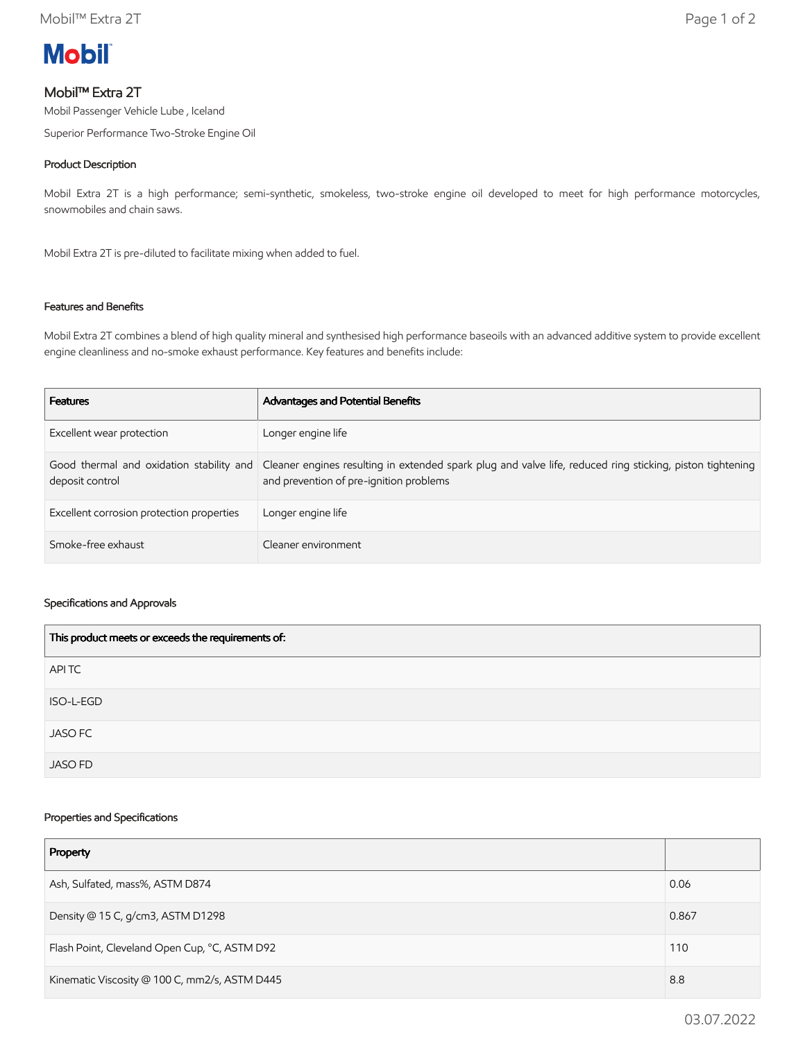Mobil

# Mobil™ Extra 2T

Mobil Passenger Vehicle Lube , Iceland

Superior Performance Two-Stroke Engine Oil

## Product Description

Mobil Extra 2T is a high performance; semi-synthetic, smokeless, two-stroke engine oil developed to meet for high performance motorcycles, snowmobiles and chain saws.

Mobil Extra 2T is pre-diluted to facilitate mixing when added to fuel.

## Features and Benefits

Mobil Extra 2T combines a blend of high quality mineral and synthesised high performance baseoils with an advanced additive system to provide excellent engine cleanliness and no-smoke exhaust performance. Key features and benefits include:

| Features | Advantages and Potential Benefits |
|---|---|
| Excellent wear protection | Longer engine life |
| Good thermal and oxidation stability and deposit control | Cleaner engines resulting in extended spark plug and valve life, reduced ring sticking, piston tightening and prevention of pre-ignition problems |
| Excellent corrosion protection properties | Longer engine life |
| Smoke-free exhaust | Cleaner environment |

## Specifications and Approvals

| This product meets or exceeds the requirements of: |
|---|
| API TC |
| ISO-L-EGD |
| JASO FC |
| JASO FD |

## Properties and Specifications

| Property | |
|---|---|
| Ash, Sulfated, mass%, ASTM D874 | 0.06 |
| Density @ 15 C, g/cm3, ASTM D1298 | 0.867 |
| Flash Point, Cleveland Open Cup, °C, ASTM D92 | 110 |
| Kinematic Viscosity @ 100 C, mm2/s, ASTM D445 | 8.8 |

03.07.2022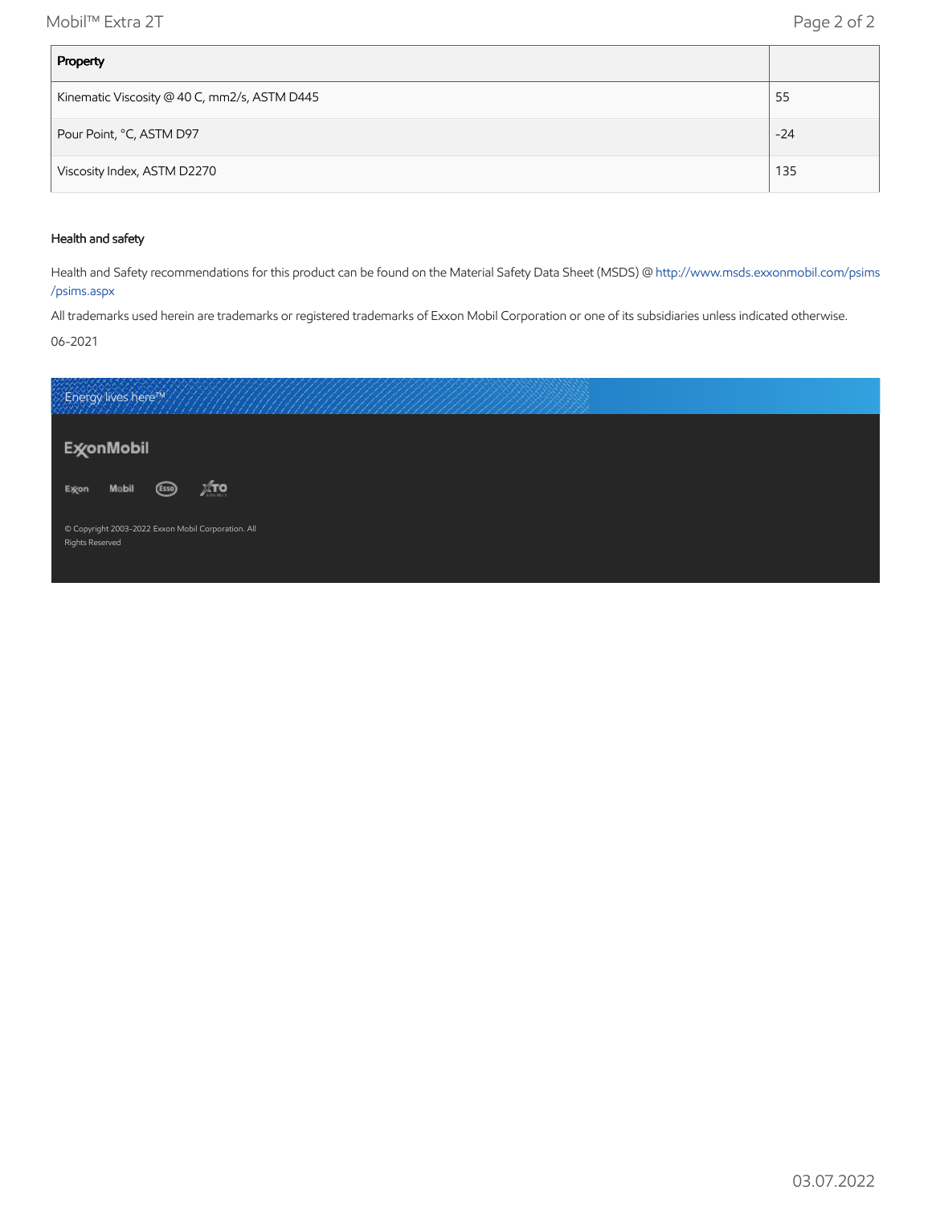| Property | |
|---|---|
| Kinematic Viscosity @ 40 C, mm2/s, ASTM D445 | 55 |
| Pour Point, °C, ASTM D97 | -24 |
| Viscosity Index, ASTM D2270 | 135 |

### Health and safety

Health and Safety recommendations for this product can be found on the Material Safety Data Sheet (MSDS) @ http://www.msds.exxonmobil.com/psims/psims.aspx

All trademarks used herein are trademarks or registered trademarks of Exxon Mobil Corporation or one of its subsidiaries unless indicated otherwise.

06-2021

Energy lives here™

ExxonMobil

Exxon Mobil Esso XTO

© Copyright 2003-2022 Exxon Mobil Corporation. All Rights Reserved